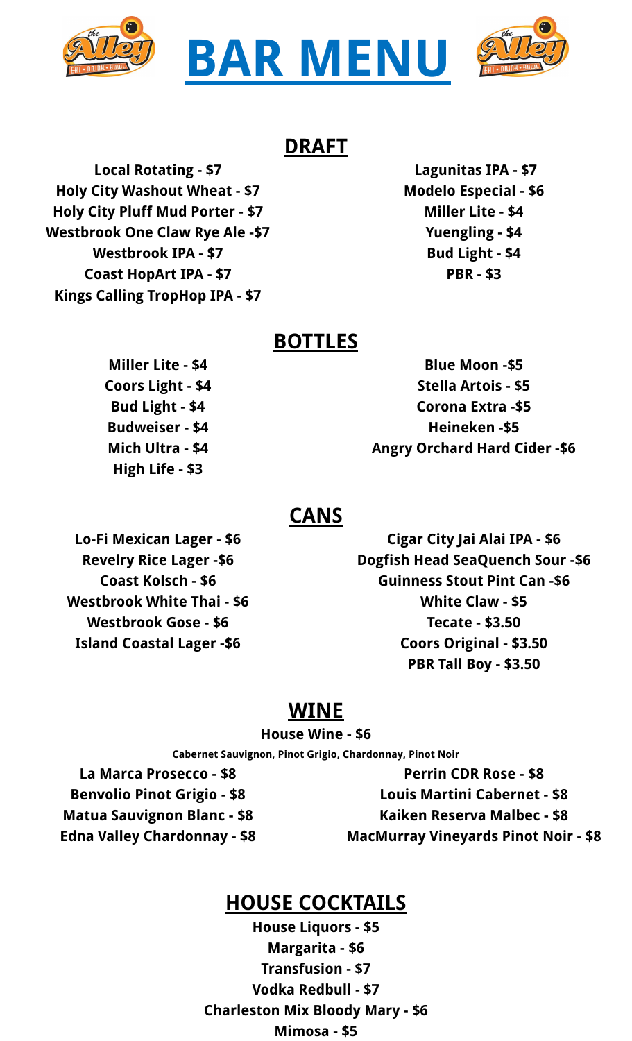# BAR MENU

## DRAFT

**Local Rotating - $7**
**Holy City Washout Wheat - $7**
**Holy City Pluff Mud Porter - $7**
**Westbrook One Claw Rye Ale -$7**
**Westbrook IPA - $7**
**Coast HopArt IPA - $7**
**Kings Calling TropHop IPA - $7**
**Lagunitas IPA - $7**
**Modelo Especial - $6**
**Miller Lite - $4**
**Yuengling - $4**
**Bud Light - $4**
**PBR - $3**

## BOTTLES

**Miller Lite - $4**
**Coors Light - $4**
**Bud Light - $4**
**Budweiser - $4**
**Mich Ultra - $4**
**High Life - $3**
**Blue Moon -$5**
**Stella Artois - $5**
**Corona Extra -$5**
**Heineken -$5**
**Angry Orchard Hard Cider -$6**

## CANS

**Lo-Fi Mexican Lager - $6**
**Revelry Rice Lager -$6**
**Coast Kolsch - $6**
**Westbrook White Thai - $6**
**Westbrook Gose - $6**
**Island Coastal Lager -$6**
**Cigar City Jai Alai IPA - $6**
**Dogfish Head SeaQuench Sour -$6**
**Guinness Stout Pint Can -$6**
**White Claw - $5**
**Tecate - $3.50**
**Coors Original - $3.50**
**PBR Tall Boy - $3.50**

## WINE

**House Wine - $6**
**Cabernet Sauvignon, Pinot Grigio, Chardonnay, Pinot Noir**

**La Marca Prosecco - $8**
**Benvolio Pinot Grigio - $8**
**Matua Sauvignon Blanc - $8**
**Edna Valley Chardonnay - $8**
**Perrin CDR Rose - $8**
**Louis Martini Cabernet - $8**
**Kaiken Reserva Malbec - $8**
**MacMurray Vineyards Pinot Noir - $8**

## HOUSE COCKTAILS

**House Liquors - $5**
**Margarita - $6**
**Transfusion - $7**
**Vodka Redbull - $7**
**Charleston Mix Bloody Mary - $6**
**Mimosa - $5**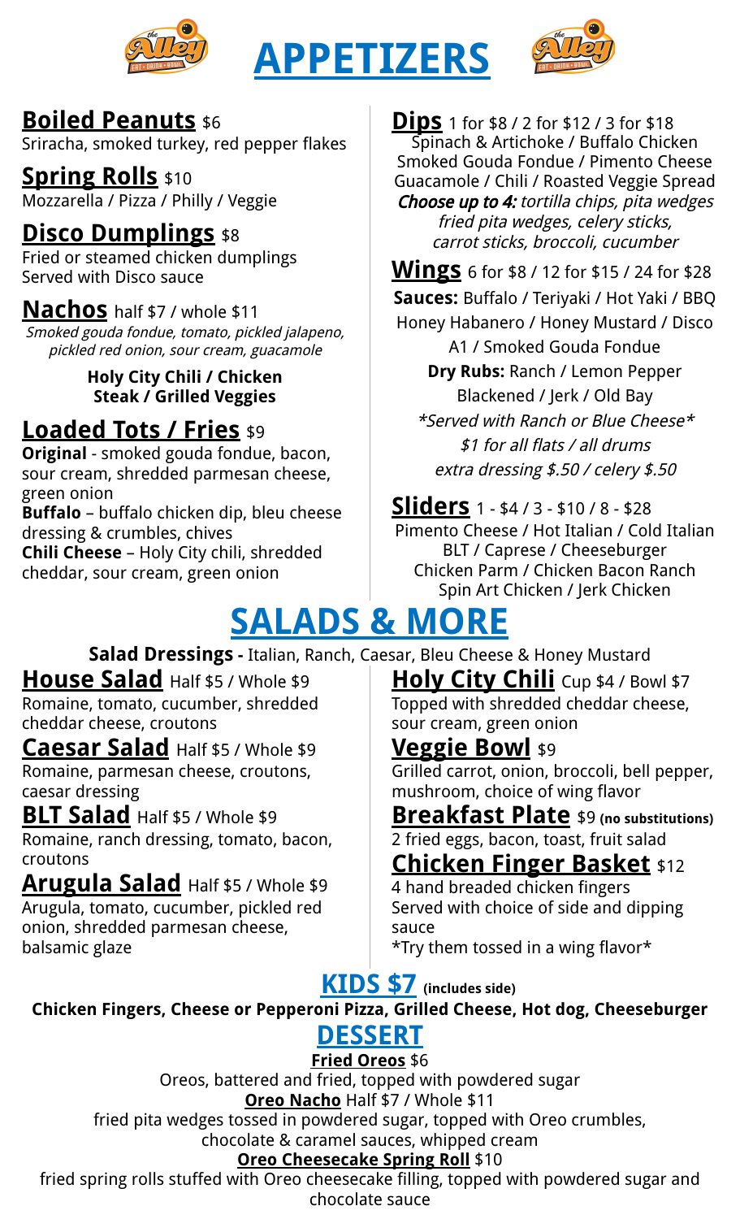# APPETIZERS

## Boiled Peanuts $6
Sriracha, smoked turkey, red pepper flakes

## Spring Rolls $10
Mozzarella / Pizza / Philly / Veggie

## Disco Dumplings $8
Fried or steamed chicken dumplings
Served with Disco sauce

## Nachos half $7 / whole $11
*Smoked gouda fondue, tomato, pickled jalapeno, pickled red onion, sour cream, guacamole*

**Holy City Chili / Chicken**
**Steak / Grilled Veggies**

## Loaded Tots / Fries $9
**Original** - smoked gouda fondue, bacon, sour cream, shredded parmesan cheese, green onion
**Buffalo** – buffalo chicken dip, bleu cheese dressing & crumbles, chives
**Chili Cheese** – Holy City chili, shredded cheddar, sour cream, green onion

## Dips 1 for $8 / 2 for $12 / 3 for $18
Spinach & Artichoke / Buffalo Chicken
Smoked Gouda Fondue / Pimento Cheese
Guacamole / Chili / Roasted Veggie Spread
***Choose up to 4:*** *tortilla chips, pita wedges fried pita wedges, celery sticks, carrot sticks, broccoli, cucumber*

## Wings 6 for $8 / 12 for $15 / 24 for $28
**Sauces:** Buffalo / Teriyaki / Hot Yaki / BBQ
Honey Habanero / Honey Mustard / Disco
A1 / Smoked Gouda Fondue
**Dry Rubs:** Ranch / Lemon Pepper
Blackened / Jerk / Old Bay
*\*Served with Ranch or Blue Cheese\**
*$1 for all flats / all drums*
*extra dressing $.50 / celery $.50*

## Sliders 1 - $4 / 3 - $10 / 8 - $28
Pimento Cheese / Hot Italian / Cold Italian
BLT / Caprese / Cheeseburger
Chicken Parm / Chicken Bacon Ranch
Spin Art Chicken / Jerk Chicken

# SALADS & MORE

**Salad Dressings -** Italian, Ranch, Caesar, Bleu Cheese & Honey Mustard

## House Salad Half $5 / Whole $9
Romaine, tomato, cucumber, shredded cheddar cheese, croutons

## Caesar Salad Half $5 / Whole $9
Romaine, parmesan cheese, croutons, caesar dressing

## BLT Salad Half $5 / Whole $9
Romaine, ranch dressing, tomato, bacon, croutons

## Arugula Salad Half $5 / Whole $9
Arugula, tomato, cucumber, pickled red onion, shredded parmesan cheese, balsamic glaze

## Holy City Chili Cup $4 / Bowl $7
Topped with shredded cheddar cheese, sour cream, green onion

## Veggie Bowl $9
Grilled carrot, onion, broccoli, bell pepper, mushroom, choice of wing flavor

## Breakfast Plate $9 (no substitutions)
2 fried eggs, bacon, toast, fruit salad

## Chicken Finger Basket $12
4 hand breaded chicken fingers
Served with choice of side and dipping sauce
\*Try them tossed in a wing flavor\*

# KIDS $7 (includes side)
**Chicken Fingers, Cheese or Pepperoni Pizza, Grilled Cheese, Hot dog, Cheeseburger**

# DESSERT

**Fried Oreos** $6
Oreos, battered and fried, topped with powdered sugar

**Oreo Nacho** Half $7 / Whole $11
fried pita wedges tossed in powdered sugar, topped with Oreo crumbles, chocolate & caramel sauces, whipped cream

**Oreo Cheesecake Spring Roll** $10
fried spring rolls stuffed with Oreo cheesecake filling, topped with powdered sugar and chocolate sauce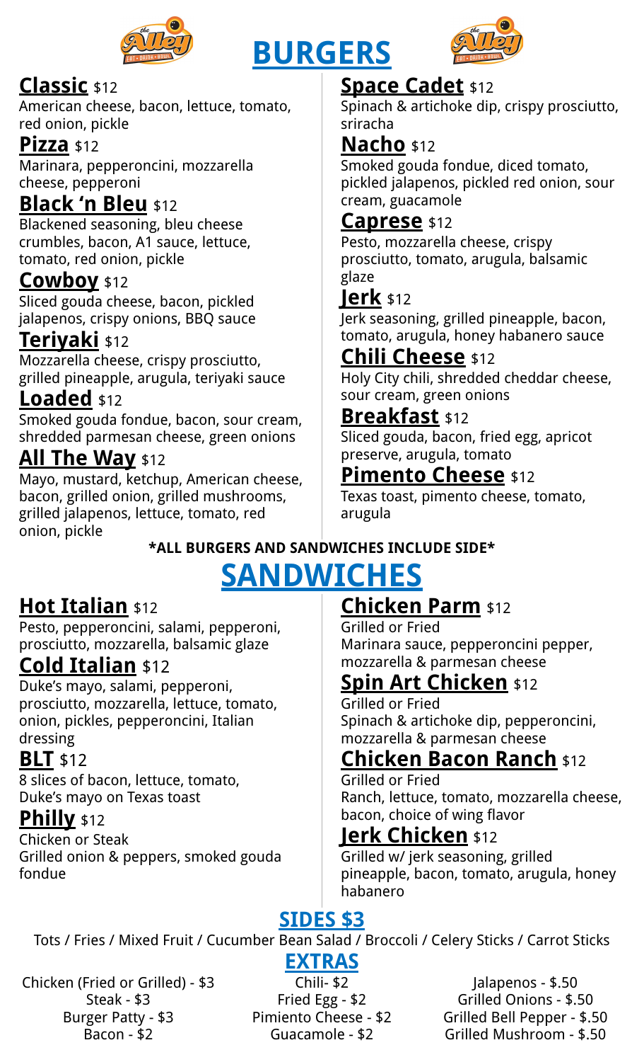# BURGERS

### Classic $12
American cheese, bacon, lettuce, tomato, red onion, pickle

### Pizza $12
Marinara, pepperoncini, mozzarella cheese, pepperoni

### Black 'n Bleu $12
Blackened seasoning, bleu cheese crumbles, bacon, A1 sauce, lettuce, tomato, red onion, pickle

### Cowboy $12
Sliced gouda cheese, bacon, pickled jalapenos, crispy onions, BBQ sauce

### Teriyaki $12
Mozzarella cheese, crispy prosciutto, grilled pineapple, arugula, teriyaki sauce

### Loaded $12
Smoked gouda fondue, bacon, sour cream, shredded parmesan cheese, green onions

### All The Way $12
Mayo, mustard, ketchup, American cheese, bacon, grilled onion, grilled mushrooms, grilled jalapenos, lettuce, tomato, red onion, pickle

### Space Cadet $12
Spinach & artichoke dip, crispy prosciutto, sriracha

### Nacho $12
Smoked gouda fondue, diced tomato, pickled jalapenos, pickled red onion, sour cream, guacamole

### Caprese $12
Pesto, mozzarella cheese, crispy prosciutto, tomato, arugula, balsamic glaze

### Jerk $12
Jerk seasoning, grilled pineapple, bacon, tomato, arugula, honey habanero sauce

### Chili Cheese $12
Holy City chili, shredded cheddar cheese, sour cream, green onions

### Breakfast $12
Sliced gouda, bacon, fried egg, apricot preserve, arugula, tomato

### Pimento Cheese $12
Texas toast, pimento cheese, tomato, arugula

**\*ALL BURGERS AND SANDWICHES INCLUDE SIDE\***

# SANDWICHES

### Hot Italian $12
Pesto, pepperoncini, salami, pepperoni, prosciutto, mozzarella, balsamic glaze

### Cold Italian $12
Duke's mayo, salami, pepperoni, prosciutto, mozzarella, lettuce, tomato, onion, pickles, pepperoncini, Italian dressing

### BLT $12
8 slices of bacon, lettuce, tomato, Duke's mayo on Texas toast

### Philly $12
Chicken or Steak
Grilled onion & peppers, smoked gouda fondue

### Chicken Parm $12
Grilled or Fried
Marinara sauce, pepperoncini pepper, mozzarella & parmesan cheese

### Spin Art Chicken $12
Grilled or Fried
Spinach & artichoke dip, pepperoncini, mozzarella & parmesan cheese

### Chicken Bacon Ranch $12
Grilled or Fried
Ranch, lettuce, tomato, mozzarella cheese, bacon, choice of wing flavor

### Jerk Chicken $12
Grilled w/ jerk seasoning, grilled pineapple, bacon, tomato, arugula, honey habanero

## SIDES $3

Tots / Fries / Mixed Fruit / Cucumber Bean Salad / Broccoli / Celery Sticks / Carrot Sticks

## EXTRAS

Chicken (Fried or Grilled) - $3
Steak - $3
Burger Patty - $3
Bacon - $2

Chili- $2
Fried Egg - $2
Pimiento Cheese - $2
Guacamole - $2

Jalapenos - $.50
Grilled Onions - $.50
Grilled Bell Pepper - $.50
Grilled Mushroom - $.50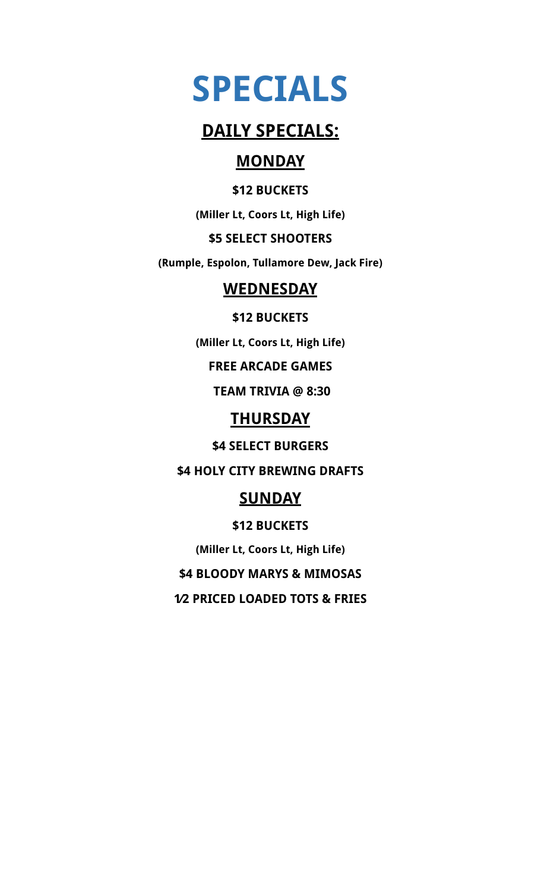# SPECIALS

## DAILY SPECIALS:

### MONDAY

**$12 BUCKETS**

**(Miller Lt, Coors Lt, High Life)**

**$5 SELECT SHOOTERS**

**(Rumple, Espolon, Tullamore Dew, Jack Fire)**

### WEDNESDAY

**$12 BUCKETS**

**(Miller Lt, Coors Lt, High Life)**

**FREE ARCADE GAMES**

**TEAM TRIVIA @ 8:30**

### THURSDAY

**$4 SELECT BURGERS**

**$4 HOLY CITY BREWING DRAFTS**

### SUNDAY

**$12 BUCKETS**

**(Miller Lt, Coors Lt, High Life)**

**$4 BLOODY MARYS & MIMOSAS**

**1⁄2 PRICED LOADED TOTS & FRIES**